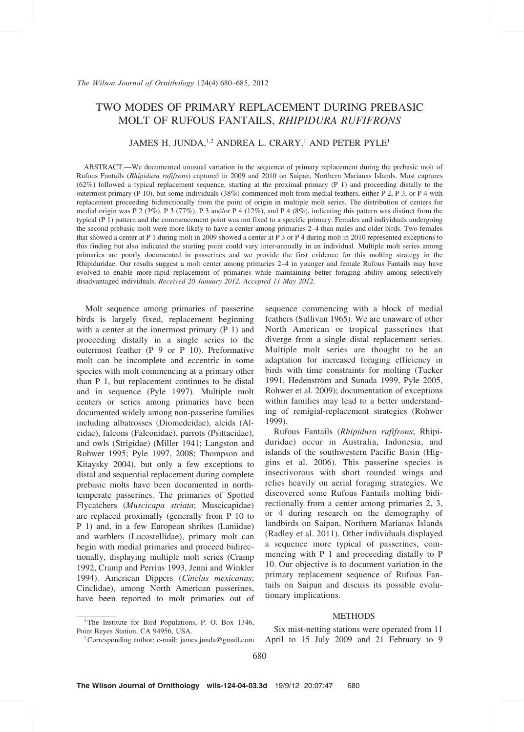# TWO MODES OF PRIMARY REPLACEMENT DURING PREBASIC MOLT OF RUFOUS FANTAILS, *RHIPIDURA RUFIFRONS*

JAMES H. JUNDA,[1,2] ANDREA L. CRARY,[1] AND PETER PYLE[1]

ABSTRACT.—We documented unusual variation in the sequence of primary replacement during the prebasic molt of Rufous Fantails (*Rhipidura rufifrons*) captured in 2009 and 2010 on Saipan, Northern Marianas Islands. Most captures (62%) followed a typical replacement sequence, starting at the proximal primary (P 1) and proceeding distally to the outermost primary (P 10), but some individuals (38%) commenced molt from medial feathers, either P 2, P 3, or P 4 with replacement proceeding bidirectionally from the point of origin in multiple molt series. The distribution of centers for medial origin was P 2 (3%), P 3 (77%), P 3 and/or P 4 (12%), and P 4 (8%), indicating this pattern was distinct from the typical (P 1) pattern and the commencement point was not fixed to a specific primary. Females and individuals undergoing the second prebasic molt were more likely to have a center among primaries 2–4 than males and older birds. Two females that showed a center at P 1 during molt in 2009 showed a center at P 3 or P 4 during molt in 2010 represented exceptions to this finding but also indicated the starting point could vary inter-annually in an individual. Multiple molt series among primaries are poorly documented in passerines and we provide the first evidence for this molting strategy in the Rhipiduridae. Our results suggest a molt center among primaries 2–4 in younger and female Rufous Fantails may have evolved to enable more-rapid replacement of primaries while maintaining better foraging ability among selectively disadvantaged individuals. *Received 20 January 2012. Accepted 11 May 2012.*

Molt sequence among primaries of passerine birds is largely fixed, replacement beginning with a center at the innermost primary (P 1) and proceeding distally in a single series to the outermost feather (P 9 or P 10). Preformative molt can be incomplete and eccentric in some species with molt commencing at a primary other than P 1, but replacement continues to be distal and in sequence (Pyle 1997). Multiple molt centers or series among primaries have been documented widely among non-passerine families including albatrosses (Diomedeidae), alcids (Alcidae), falcons (Falconidae), parrots (Psittacidae), and owls (Strigidae) (Miller 1941; Langston and Rohwer 1995; Pyle 1997, 2008; Thompson and Kitaysky 2004), but only a few exceptions to distal and sequential replacement during complete prebasic molts have been documented in north-temperate passerines. The primaries of Spotted Flycatchers (*Muscicapa striata*; Muscicapidae) are replaced proximally (generally from P 10 to P 1) and, in a few European shrikes (Laniidae) and warblers (Lucostellidae), primary molt can begin with medial primaries and proceed bidirectionally, displaying multiple molt series (Cramp 1992, Cramp and Perrins 1993, Jenni and Winkler 1994). American Dippers (*Cinclus mexicanus*; Cinclidae), among North American passerines, have been reported to molt primaries out of sequence commencing with a block of medial feathers (Sullivan 1965). We are unaware of other North American or tropical passerines that diverge from a single distal replacement series. Multiple molt series are thought to be an adaptation for increased foraging efficiency in birds with time constraints for molting (Tucker 1991, Hedenström and Sunada 1999, Pyle 2005, Rohwer et al. 2009); documentation of exceptions within families may lead to a better understanding of remigial-replacement strategies (Rohwer 1999).

Rufous Fantails (*Rhipidura rufifrons*; Rhipiduridae) occur in Australia, Indonesia, and islands of the southwestern Pacific Basin (Higgins et al. 2006). This passerine species is insectivorous with short rounded wings and relies heavily on aerial foraging strategies. We discovered some Rufous Fantails molting bidirectionally from a center among primaries 2, 3, or 4 during research on the demography of landbirds on Saipan, Northern Marianas Islands (Radley et al. 2011). Other individuals displayed a sequence more typical of passerines, commencing with P 1 and proceeding distally to P 10. Our objective is to document variation in the primary replacement sequence of Rufous Fantails on Saipan and discuss its possible evolutionary implications.

## METHODS

Six mist-netting stations were operated from 11 April to 15 July 2009 and 21 February to 9

[1] The Institute for Bird Populations, P. O. Box 1346, Point Reyes Station, CA 94956, USA.

[2] Corresponding author; e-mail: james.junda@gmail.com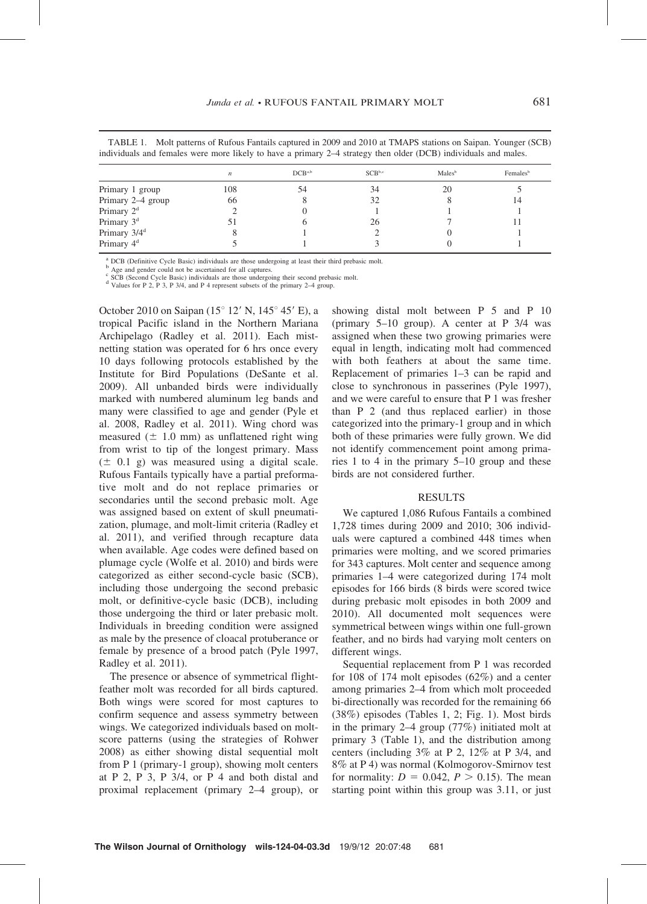TABLE 1. Molt patterns of Rufous Fantails captured in 2009 and 2010 at TMAPS stations on Saipan. Younger (SCB) individuals and females were more likely to have a primary 2–4 strategy then older (DCB) individuals and males.

| | $n$ | DCB[a,b] | SCB[b,c] | Males[b] | Females[b] |
|---|---|---|---|---|---|
| Primary 1 group | 108 | 54 | 34 | 20 | 5 |
| Primary 2–4 group | 66 | 8 | 32 | 8 | 14 |
| Primary 2[d] | 2 | 0 | 1 | 1 | 1 |
| Primary 3[d] | 51 | 6 | 26 | 7 | 11 |
| Primary 3/4[d] | 8 | 1 | 2 | 0 | 1 |
| Primary 4[d] | 5 | 1 | 3 | 0 | 1 |

[a] DCB (Definitive Cycle Basic) individuals are those undergoing at least their third prebasic molt.
[b] Age and gender could not be ascertained for all captures.
[c] SCB (Second Cycle Basic) individuals are those undergoing their second prebasic molt.
[d] Values for P 2, P 3, P 3/4, and P 4 represent subsets of the primary 2–4 group.

October 2010 on Saipan (15° 12′ N, 145° 45′ E), a tropical Pacific island in the Northern Mariana Archipelago (Radley et al. 2011). Each mist-netting station was operated for 6 hrs once every 10 days following protocols established by the Institute for Bird Populations (DeSante et al. 2009). All unbanded birds were individually marked with numbered aluminum leg bands and many were classified to age and gender (Pyle et al. 2008, Radley et al. 2011). Wing chord was measured (± 1.0 mm) as unflattened right wing from wrist to tip of the longest primary. Mass (± 0.1 g) was measured using a digital scale. Rufous Fantails typically have a partial preformative molt and do not replace primaries or secondaries until the second prebasic molt. Age was assigned based on extent of skull pneumatization, plumage, and molt-limit criteria (Radley et al. 2011), and verified through recapture data when available. Age codes were defined based on plumage cycle (Wolfe et al. 2010) and birds were categorized as either second-cycle basic (SCB), including those undergoing the second prebasic molt, or definitive-cycle basic (DCB), including those undergoing the third or later prebasic molt. Individuals in breeding condition were assigned as male by the presence of cloacal protuberance or female by presence of a brood patch (Pyle 1997, Radley et al. 2011).

The presence or absence of symmetrical flight-feather molt was recorded for all birds captured. Both wings were scored for most captures to confirm sequence and assess symmetry between wings. We categorized individuals based on molt-score patterns (using the strategies of Rohwer 2008) as either showing distal sequential molt from P 1 (primary-1 group), showing molt centers at P 2, P 3, P 3/4, or P 4 and both distal and proximal replacement (primary 2–4 group), or showing distal molt between P 5 and P 10 (primary 5–10 group). A center at P 3/4 was assigned when these two growing primaries were equal in length, indicating molt had commenced with both feathers at about the same time. Replacement of primaries 1–3 can be rapid and close to synchronous in passerines (Pyle 1997), and we were careful to ensure that P 1 was fresher than P 2 (and thus replaced earlier) in those categorized into the primary-1 group and in which both of these primaries were fully grown. We did not identify commencement point among primaries 1 to 4 in the primary 5–10 group and these birds are not considered further.

## RESULTS

We captured 1,086 Rufous Fantails a combined 1,728 times during 2009 and 2010; 306 individuals were captured a combined 448 times when primaries were molting, and we scored primaries for 343 captures. Molt center and sequence among primaries 1–4 were categorized during 174 molt episodes for 166 birds (8 birds were scored twice during prebasic molt episodes in both 2009 and 2010). All documented molt sequences were symmetrical between wings within one full-grown feather, and no birds had varying molt centers on different wings.

Sequential replacement from P 1 was recorded for 108 of 174 molt episodes (62%) and a center among primaries 2–4 from which molt proceeded bi-directionally was recorded for the remaining 66 (38%) episodes (Tables 1, 2; Fig. 1). Most birds in the primary 2–4 group (77%) initiated molt at primary 3 (Table 1), and the distribution among centers (including 3% at P 2, 12% at P 3/4, and 8% at P 4) was normal (Kolmogorov-Smirnov test for normality: $D = 0.042$, $P > 0.15$). The mean starting point within this group was 3.11, or just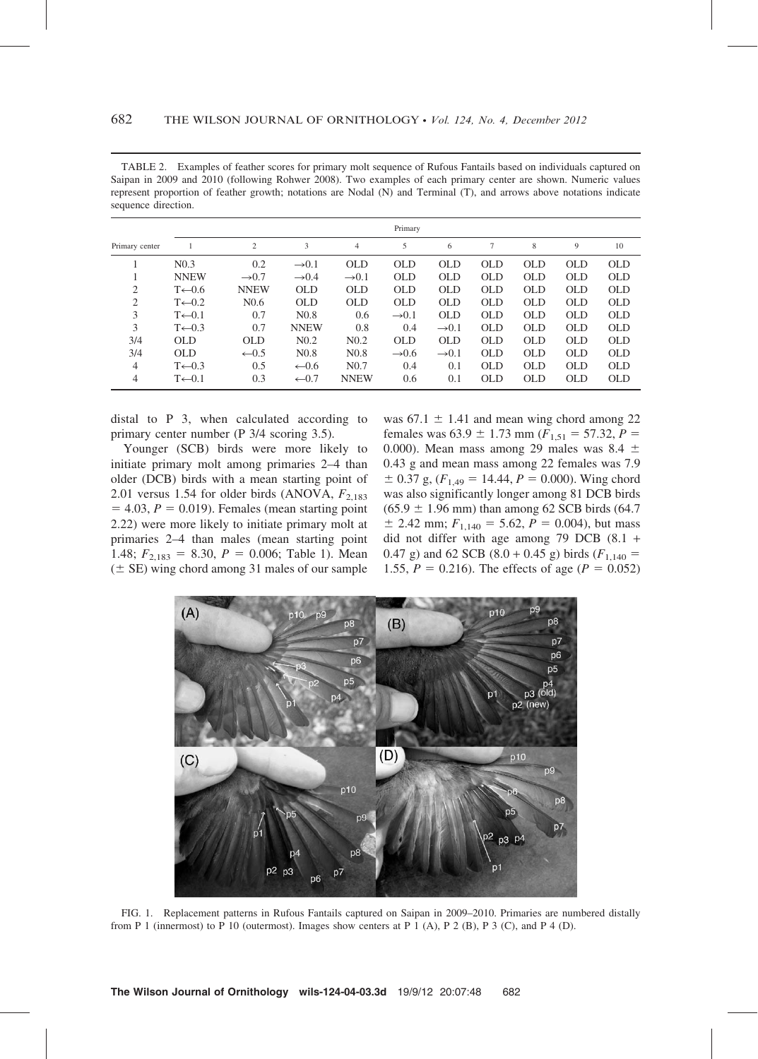TABLE 2. Examples of feather scores for primary molt sequence of Rufous Fantails based on individuals captured on Saipan in 2009 and 2010 (following Rohwer 2008). Two examples of each primary center are shown. Numeric values represent proportion of feather growth; notations are Nodal (N) and Terminal (T), and arrows above notations indicate sequence direction.

| Primary center | Primary | | | | | | | | | |
|---|---|---|---|---|---|---|---|---|---|---|
| | 1 | 2 | 3 | 4 | 5 | 6 | 7 | 8 | 9 | 10 |
| 1 | N0.3 | 0.2 | →0.1 | OLD | OLD | OLD | OLD | OLD | OLD | OLD |
| 1 | NNEW | →0.7 | →0.4 | →0.1 | OLD | OLD | OLD | OLD | OLD | OLD |
| 2 | T←0.6 | NNEW | OLD | OLD | OLD | OLD | OLD | OLD | OLD | OLD |
| 2 | T←0.2 | N0.6 | OLD | OLD | OLD | OLD | OLD | OLD | OLD | OLD |
| 3 | T←0.1 | 0.7 | N0.8 | 0.6 | →0.1 | OLD | OLD | OLD | OLD | OLD |
| 3 | T←0.3 | 0.7 | NNEW | 0.8 | 0.4 | →0.1 | OLD | OLD | OLD | OLD |
| 3/4 | OLD | OLD | N0.2 | N0.2 | OLD | OLD | OLD | OLD | OLD | OLD |
| 3/4 | OLD | ←0.5 | N0.8 | N0.8 | →0.6 | →0.1 | OLD | OLD | OLD | OLD |
| 4 | T←0.3 | 0.5 | ←0.6 | N0.7 | 0.4 | 0.1 | OLD | OLD | OLD | OLD |
| 4 | T←0.1 | 0.3 | ←0.7 | NNEW | 0.6 | 0.1 | OLD | OLD | OLD | OLD |

distal to P 3, when calculated according to primary center number (P 3/4 scoring 3.5).

Younger (SCB) birds were more likely to initiate primary molt among primaries 2–4 than older (DCB) birds with a mean starting point of 2.01 versus 1.54 for older birds (ANOVA, $F_{2,183} = 4.03$, $P = 0.019$). Females (mean starting point 2.22) were more likely to initiate primary molt at primaries 2–4 than males (mean starting point 1.48; $F_{2,183} = 8.30$, $P = 0.006$; Table 1). Mean ($\pm$ SE) wing chord among 31 males of our sample was $67.1 \pm 1.41$ and mean wing chord among 22 females was $63.9 \pm 1.73$ mm ($F_{1,51} = 57.32$, $P = 0.000$). Mean mass among 29 males was $8.4 \pm 0.43$ g and mean mass among 22 females was $7.9 \pm 0.37$ g, ($F_{1,49} = 14.44$, $P = 0.000$). Wing chord was also significantly longer among 81 DCB birds ($65.9 \pm 1.96$ mm) than among 62 SCB birds ($64.7 \pm 2.42$ mm; $F_{1,140} = 5.62$, $P = 0.004$), but mass did not differ with age among 79 DCB ($8.1 + 0.47$ g) and 62 SCB ($8.0 + 0.45$ g) birds ($F_{1,140} = 1.55$, $P = 0.216$). The effects of age ($P = 0.052$)

FIG. 1. Replacement patterns in Rufous Fantails captured on Saipan in 2009–2010. Primaries are numbered distally from P 1 (innermost) to P 10 (outermost). Images show centers at P 1 (A), P 2 (B), P 3 (C), and P 4 (D).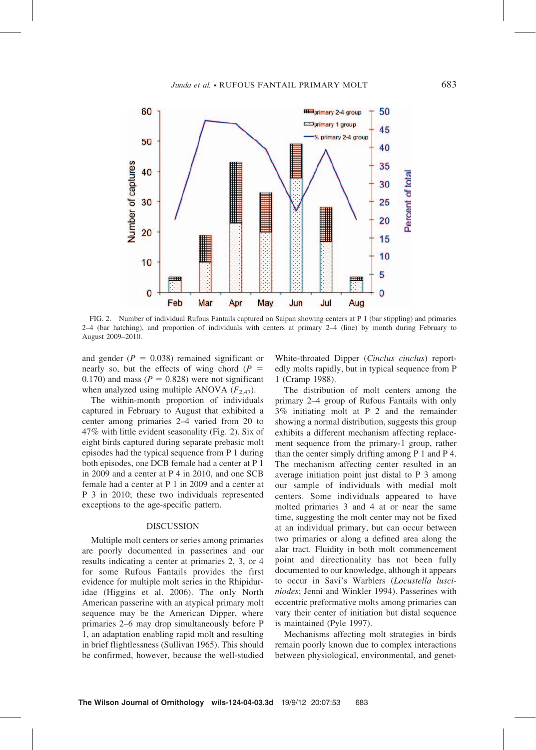FIG. 2. Number of individual Rufous Fantails captured on Saipan showing centers at P 1 (bar stippling) and primaries 2–4 (bar hatching), and proportion of individuals with centers at primary 2–4 (line) by month during February to August 2009–2010.

and gender ($P$ = 0.038) remained significant or nearly so, but the effects of wing chord ($P$ = 0.170) and mass ($P$ = 0.828) were not significant when analyzed using multiple ANOVA ($F_{2,47}$).

The within-month proportion of individuals captured in February to August that exhibited a center among primaries 2–4 varied from 20 to 47% with little evident seasonality (Fig. 2). Six of eight birds captured during separate prebasic molt episodes had the typical sequence from P 1 during both episodes, one DCB female had a center at P 1 in 2009 and a center at P 4 in 2010, and one SCB female had a center at P 1 in 2009 and a center at P 3 in 2010; these two individuals represented exceptions to the age-specific pattern.

## DISCUSSION

Multiple molt centers or series among primaries are poorly documented in passerines and our results indicating a center at primaries 2, 3, or 4 for some Rufous Fantails provides the first evidence for multiple molt series in the Rhipiduridae (Higgins et al. 2006). The only North American passerine with an atypical primary molt sequence may be the American Dipper, where primaries 2–6 may drop simultaneously before P 1, an adaptation enabling rapid molt and resulting in brief flightlessness (Sullivan 1965). This should be confirmed, however, because the well-studied White-throated Dipper (*Cinclus cinclus*) reportedly molts rapidly, but in typical sequence from P 1 (Cramp 1988).

The distribution of molt centers among the primary 2–4 group of Rufous Fantails with only 3% initiating molt at P 2 and the remainder showing a normal distribution, suggests this group exhibits a different mechanism affecting replacement sequence from the primary-1 group, rather than the center simply drifting among P 1 and P 4. The mechanism affecting center resulted in an average initiation point just distal to P 3 among our sample of individuals with medial molt centers. Some individuals appeared to have molted primaries 3 and 4 at or near the same time, suggesting the molt center may not be fixed at an individual primary, but can occur between two primaries or along a defined area along the alar tract. Fluidity in both molt commencement point and directionality has not been fully documented to our knowledge, although it appears to occur in Savi's Warblers (*Locustella luscinioides*; Jenni and Winkler 1994). Passerines with eccentric preformative molts among primaries can vary their center of initiation but distal sequence is maintained (Pyle 1997).

Mechanisms affecting molt strategies in birds remain poorly known due to complex interactions between physiological, environmental, and genet-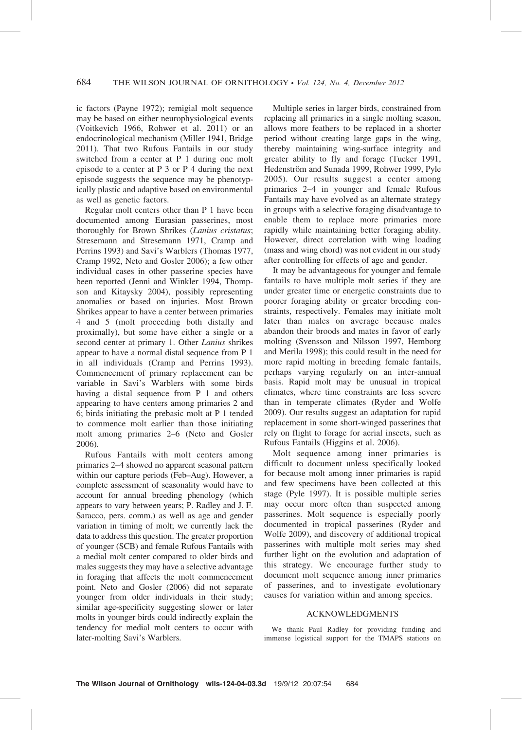ic factors (Payne 1972); remigial molt sequence may be based on either neurophysiological events (Voitkevich 1966, Rohwer et al. 2011) or an endocrinological mechanism (Miller 1941, Bridge 2011). That two Rufous Fantails in our study switched from a center at P 1 during one molt episode to a center at P 3 or P 4 during the next episode suggests the sequence may be phenotypically plastic and adaptive based on environmental as well as genetic factors.

Regular molt centers other than P 1 have been documented among Eurasian passerines, most thoroughly for Brown Shrikes (*Lanius cristatus*; Stresemann and Stresemann 1971, Cramp and Perrins 1993) and Savi's Warblers (Thomas 1977, Cramp 1992, Neto and Gosler 2006); a few other individual cases in other passerine species have been reported (Jenni and Winkler 1994, Thompson and Kitaysky 2004), possibly representing anomalies or based on injuries. Most Brown Shrikes appear to have a center between primaries 4 and 5 (molt proceeding both distally and proximally), but some have either a single or a second center at primary 1. Other *Lanius* shrikes appear to have a normal distal sequence from P 1 in all individuals (Cramp and Perrins 1993). Commencement of primary replacement can be variable in Savi's Warblers with some birds having a distal sequence from P 1 and others appearing to have centers among primaries 2 and 6; birds initiating the prebasic molt at P 1 tended to commence molt earlier than those initiating molt among primaries 2–6 (Neto and Gosler 2006).

Rufous Fantails with molt centers among primaries 2–4 showed no apparent seasonal pattern within our capture periods (Feb–Aug). However, a complete assessment of seasonality would have to account for annual breeding phenology (which appears to vary between years; P. Radley and J. F. Saracco, pers. comm.) as well as age and gender variation in timing of molt; we currently lack the data to address this question. The greater proportion of younger (SCB) and female Rufous Fantails with a medial molt center compared to older birds and males suggests they may have a selective advantage in foraging that affects the molt commencement point. Neto and Gosler (2006) did not separate younger from older individuals in their study; similar age-specificity suggesting slower or later molts in younger birds could indirectly explain the tendency for medial molt centers to occur with later-molting Savi's Warblers.

Multiple series in larger birds, constrained from replacing all primaries in a single molting season, allows more feathers to be replaced in a shorter period without creating large gaps in the wing, thereby maintaining wing-surface integrity and greater ability to fly and forage (Tucker 1991, Hedenström and Sunada 1999, Rohwer 1999, Pyle 2005). Our results suggest a center among primaries 2–4 in younger and female Rufous Fantails may have evolved as an alternate strategy in groups with a selective foraging disadvantage to enable them to replace more primaries more rapidly while maintaining better foraging ability. However, direct correlation with wing loading (mass and wing chord) was not evident in our study after controlling for effects of age and gender.

It may be advantageous for younger and female fantails to have multiple molt series if they are under greater time or energetic constraints due to poorer foraging ability or greater breeding constraints, respectively. Females may initiate molt later than males on average because males abandon their broods and mates in favor of early molting (Svensson and Nilsson 1997, Hemborg and Merila 1998); this could result in the need for more rapid molting in breeding female fantails, perhaps varying regularly on an inter-annual basis. Rapid molt may be unusual in tropical climates, where time constraints are less severe than in temperate climates (Ryder and Wolfe 2009). Our results suggest an adaptation for rapid replacement in some short-winged passerines that rely on flight to forage for aerial insects, such as Rufous Fantails (Higgins et al. 2006).

Molt sequence among inner primaries is difficult to document unless specifically looked for because molt among inner primaries is rapid and few specimens have been collected at this stage (Pyle 1997). It is possible multiple series may occur more often than suspected among passerines. Molt sequence is especially poorly documented in tropical passerines (Ryder and Wolfe 2009), and discovery of additional tropical passerines with multiple molt series may shed further light on the evolution and adaptation of this strategy. We encourage further study to document molt sequence among inner primaries of passerines, and to investigate evolutionary causes for variation within and among species.

## ACKNOWLEDGMENTS

We thank Paul Radley for providing funding and immense logistical support for the TMAPS stations on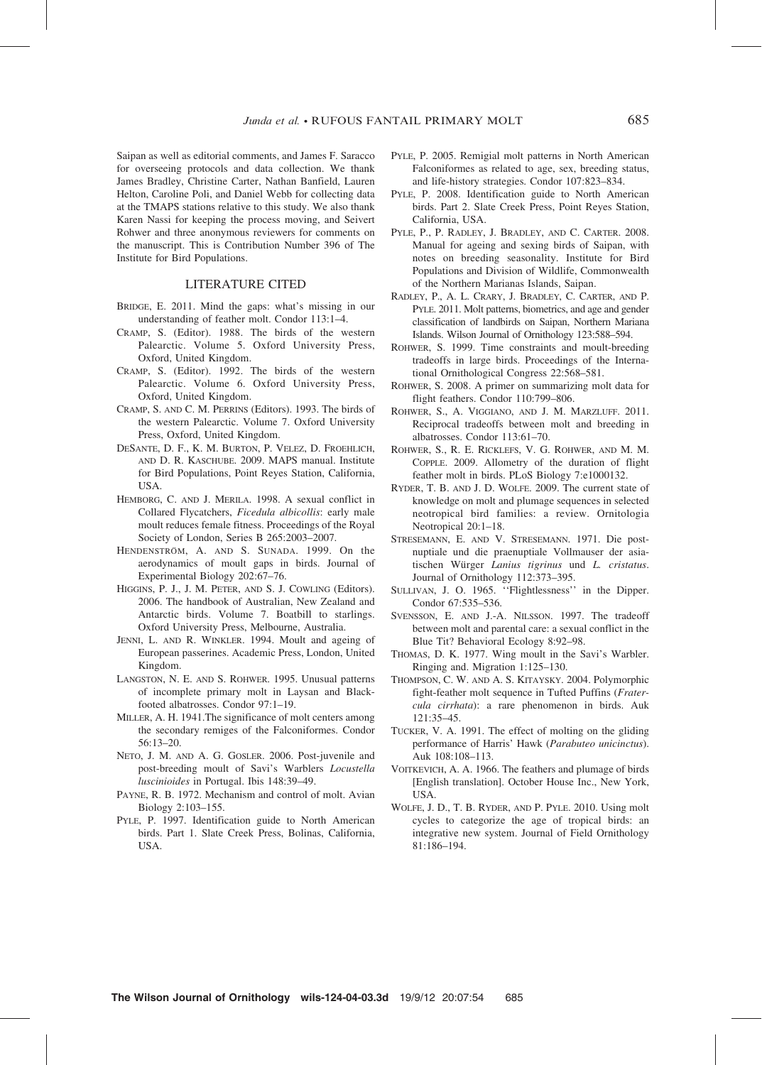Saipan as well as editorial comments, and James F. Saracco for overseeing protocols and data collection. We thank James Bradley, Christine Carter, Nathan Banfield, Lauren Helton, Caroline Poli, and Daniel Webb for collecting data at the TMAPS stations relative to this study. We also thank Karen Nassi for keeping the process moving, and Seivert Rohwer and three anonymous reviewers for comments on the manuscript. This is Contribution Number 396 of The Institute for Bird Populations.

## LITERATURE CITED

BRIDGE, E. 2011. Mind the gaps: what's missing in our understanding of feather molt. Condor 113:1–4.

CRAMP, S. (Editor). 1988. The birds of the western Palearctic. Volume 5. Oxford University Press, Oxford, United Kingdom.

CRAMP, S. (Editor). 1992. The birds of the western Palearctic. Volume 6. Oxford University Press, Oxford, United Kingdom.

CRAMP, S. AND C. M. PERRINS (Editors). 1993. The birds of the western Palearctic. Volume 7. Oxford University Press, Oxford, United Kingdom.

DESANTE, D. F., K. M. BURTON, P. VELEZ, D. FROEHLICH, AND D. R. KASCHUBE. 2009. MAPS manual. Institute for Bird Populations, Point Reyes Station, California, USA.

HEMBORG, C. AND J. MERILA. 1998. A sexual conflict in Collared Flycatchers, *Ficedula albicollis*: early male moult reduces female fitness. Proceedings of the Royal Society of London, Series B 265:2003–2007.

HENDENSTRÖM, A. AND S. SUNADA. 1999. On the aerodynamics of moult gaps in birds. Journal of Experimental Biology 202:67–76.

HIGGINS, P. J., J. M. PETER, AND S. J. COWLING (Editors). 2006. The handbook of Australian, New Zealand and Antarctic birds. Volume 7. Boatbill to starlings. Oxford University Press, Melbourne, Australia.

JENNI, L. AND R. WINKLER. 1994. Moult and ageing of European passerines. Academic Press, London, United Kingdom.

LANGSTON, N. E. AND S. ROHWER. 1995. Unusual patterns of incomplete primary molt in Laysan and Black-footed albatrosses. Condor 97:1–19.

MILLER, A. H. 1941.The significance of molt centers among the secondary remiges of the Falconiformes. Condor 56:13–20.

NETO, J. M. AND A. G. GOSLER. 2006. Post-juvenile and post-breeding moult of Savi's Warblers *Locustella luscinioides* in Portugal. Ibis 148:39–49.

PAYNE, R. B. 1972. Mechanism and control of molt. Avian Biology 2:103–155.

PYLE, P. 1997. Identification guide to North American birds. Part 1. Slate Creek Press, Bolinas, California, USA.

PYLE, P. 2005. Remigial molt patterns in North American Falconiformes as related to age, sex, breeding status, and life-history strategies. Condor 107:823–834.

PYLE, P. 2008. Identification guide to North American birds. Part 2. Slate Creek Press, Point Reyes Station, California, USA.

PYLE, P., P. RADLEY, J. BRADLEY, AND C. CARTER. 2008. Manual for ageing and sexing birds of Saipan, with notes on breeding seasonality. Institute for Bird Populations and Division of Wildlife, Commonwealth of the Northern Marianas Islands, Saipan.

RADLEY, P., A. L. CRARY, J. BRADLEY, C. CARTER, AND P. PYLE. 2011. Molt patterns, biometrics, and age and gender classification of landbirds on Saipan, Northern Mariana Islands. Wilson Journal of Ornithology 123:588–594.

ROHWER, S. 1999. Time constraints and moult-breeding tradeoffs in large birds. Proceedings of the International Ornithological Congress 22:568–581.

ROHWER, S. 2008. A primer on summarizing molt data for flight feathers. Condor 110:799–806.

ROHWER, S., A. VIGGIANO, AND J. M. MARZLUFF. 2011. Reciprocal tradeoffs between molt and breeding in albatrosses. Condor 113:61–70.

ROHWER, S., R. E. RICKLEFS, V. G. ROHWER, AND M. M. COPPLE. 2009. Allometry of the duration of flight feather molt in birds. PLoS Biology 7:e1000132.

RYDER, T. B. AND J. D. WOLFE. 2009. The current state of knowledge on molt and plumage sequences in selected neotropical bird families: a review. Ornitologia Neotropical 20:1–18.

STRESEMANN, E. AND V. STRESEMANN. 1971. Die postnuptiale und die praenuptiale Vollmauser der asiatischen Würger *Lanius tigrinus* und *L. cristatus*. Journal of Ornithology 112:373–395.

SULLIVAN, J. O. 1965. ''Flightlessness'' in the Dipper. Condor 67:535–536.

SVENSSON, E. AND J.-A. NILSSON. 1997. The tradeoff between molt and parental care: a sexual conflict in the Blue Tit? Behavioral Ecology 8:92–98.

THOMAS, D. K. 1977. Wing moult in the Savi's Warbler. Ringing and. Migration 1:125–130.

THOMPSON, C. W. AND A. S. KITAYSKY. 2004. Polymorphic fight-feather molt sequence in Tufted Puffins (*Fratercula cirrhata*): a rare phenomenon in birds. Auk 121:35–45.

TUCKER, V. A. 1991. The effect of molting on the gliding performance of Harris' Hawk (*Parabuteo unicinctus*). Auk 108:108–113.

VOITKEVICH, A. A. 1966. The feathers and plumage of birds [English translation]. October House Inc., New York, USA.

WOLFE, J. D., T. B. RYDER, AND P. PYLE. 2010. Using molt cycles to categorize the age of tropical birds: an integrative new system. Journal of Field Ornithology 81:186–194.